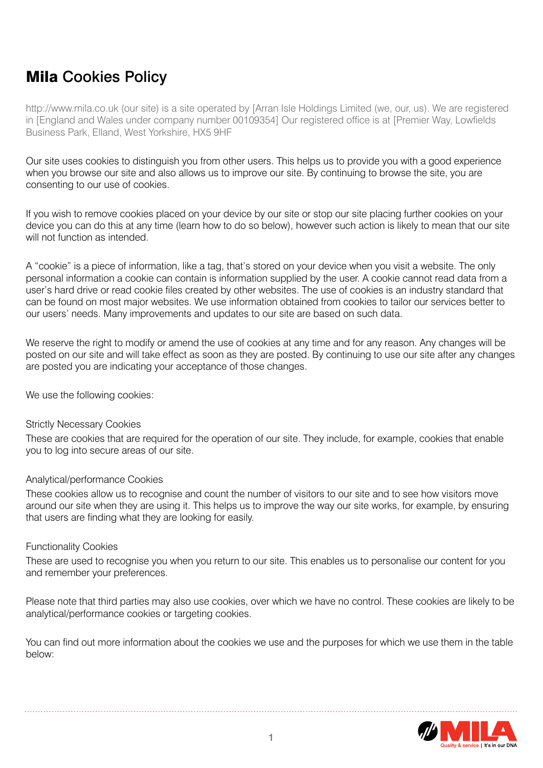# **Mila** Cookies Policy

http://www.mila.co.uk (our site) is a site operated by [Arran Isle Holdings Limited (we, our, us). We are registered in [England and Wales under company number 00109354] Our registered office is at [Premier Way, Lowfields Business Park, Elland, West Yorkshire, HX5 9HF

Our site uses cookies to distinguish you from other users. This helps us to provide you with a good experience when you browse our site and also allows us to improve our site. By continuing to browse the site, you are consenting to our use of cookies.

If you wish to remove cookies placed on your device by our site or stop our site placing further cookies on your device you can do this at any time (learn how to do so below), however such action is likely to mean that our site will not function as intended.

A "cookie" is a piece of information, like a tag, that's stored on your device when you visit a website. The only personal information a cookie can contain is information supplied by the user. A cookie cannot read data from a user's hard drive or read cookie files created by other websites. The use of cookies is an industry standard that can be found on most major websites. We use information obtained from cookies to tailor our services better to our users' needs. Many improvements and updates to our site are based on such data.

We reserve the right to modify or amend the use of cookies at any time and for any reason. Any changes will be posted on our site and will take effect as soon as they are posted. By continuing to use our site after any changes are posted you are indicating your acceptance of those changes.

We use the following cookies:

Strictly Necessary Cookies
These are cookies that are required for the operation of our site. They include, for example, cookies that enable you to log into secure areas of our site.

Analytical/performance Cookies
These cookies allow us to recognise and count the number of visitors to our site and to see how visitors move around our site when they are using it. This helps us to improve the way our site works, for example, by ensuring that users are finding what they are looking for easily.

Functionality Cookies
These are used to recognise you when you return to our site. This enables us to personalise our content for you and remember your preferences.

Please note that third parties may also use cookies, over which we have no control. These cookies are likely to be analytical/performance cookies or targeting cookies.

You can find out more information about the cookies we use and the purposes for which we use them in the table below: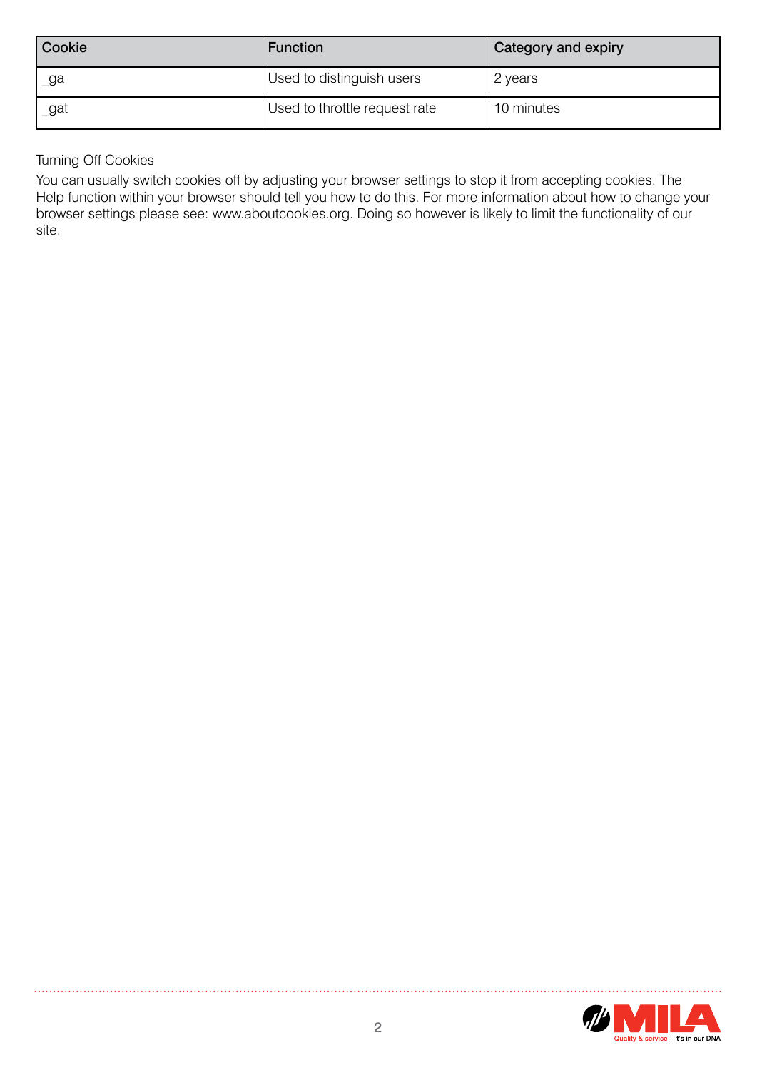| Cookie | Function | Category and expiry |
|---|---|---|
| _ga | Used to distinguish users | 2 years |
| _gat | Used to throttle request rate | 10 minutes |

Turning Off Cookies

You can usually switch cookies off by adjusting your browser settings to stop it from accepting cookies. The Help function within your browser should tell you how to do this. For more information about how to change your browser settings please see: www.aboutcookies.org. Doing so however is likely to limit the functionality of our site.